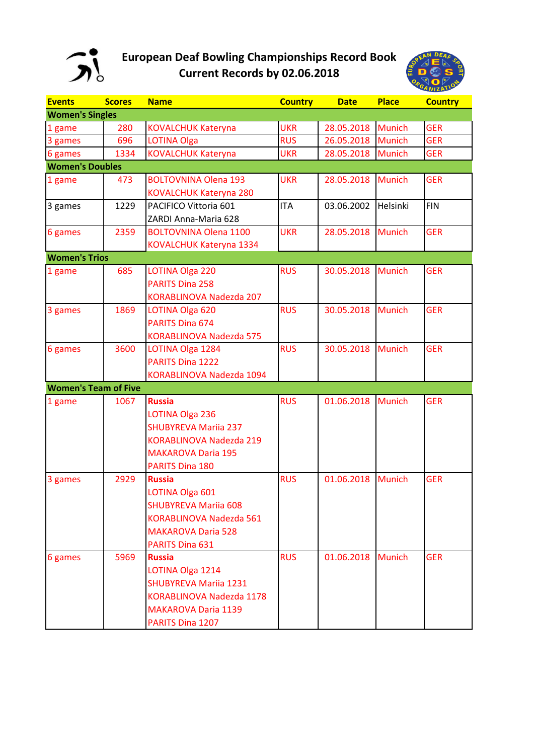# European Deaf Bowling Championships Record Book
## Current Records by 02.06.2018

| Events | Scores | Name | Country | Date | Place | Country |
|---|---|---|---|---|---|---|
| **Women's Singles** | | | | | | |
| 1 game | 280 | KOVALCHUK Kateryna | UKR | 28.05.2018 | Munich | GER |
| 3 games | 696 | LOTINA Olga | RUS | 26.05.2018 | Munich | GER |
| 6 games | 1334 | KOVALCHUK Kateryna | UKR | 28.05.2018 | Munich | GER |
| **Women's Doubles** | | | | | | |
| 1 game | 473 | BOLTOVNINA Olena 193<br>KOVALCHUK Kateryna 280 | UKR | 28.05.2018 | Munich | GER |
| 3 games | 1229 | PACIFICO Vittoria 601<br>ZARDI Anna-Maria 628 | ITA | 03.06.2002 | Helsinki | FIN |
| 6 games | 2359 | BOLTOVNINA Olena 1100<br>KOVALCHUK Kateryna 1334 | UKR | 28.05.2018 | Munich | GER |
| **Women's Trios** | | | | | | |
| 1 game | 685 | LOTINA Olga 220<br>PARITS Dina 258<br>KORABLINOVA Nadezda 207 | RUS | 30.05.2018 | Munich | GER |
| 3 games | 1869 | LOTINA Olga 620<br>PARITS Dina 674<br>KORABLINOVA Nadezda 575 | RUS | 30.05.2018 | Munich | GER |
| 6 games | 3600 | LOTINA Olga 1284<br>PARITS Dina 1222<br>KORABLINOVA Nadezda 1094 | RUS | 30.05.2018 | Munich | GER |
| **Women's Team of Five** | | | | | | |
| 1 game | 1067 | **Russia**<br>LOTINA Olga 236<br>SHUBYREVA Mariia 237<br>KORABLINOVA Nadezda 219<br>MAKAROVA Daria 195<br>PARITS Dina 180 | RUS | 01.06.2018 | Munich | GER |
| 3 games | 2929 | **Russia**<br>LOTINA Olga 601<br>SHUBYREVA Mariia 608<br>KORABLINOVA Nadezda 561<br>MAKAROVA Daria 528<br>PARITS Dina 631 | RUS | 01.06.2018 | Munich | GER |
| 6 games | 5969 | **Russia**<br>LOTINA Olga 1214<br>SHUBYREVA Mariia 1231<br>KORABLINOVA Nadezda 1178<br>MAKAROVA Daria 1139<br>PARITS Dina 1207 | RUS | 01.06.2018 | Munich | GER |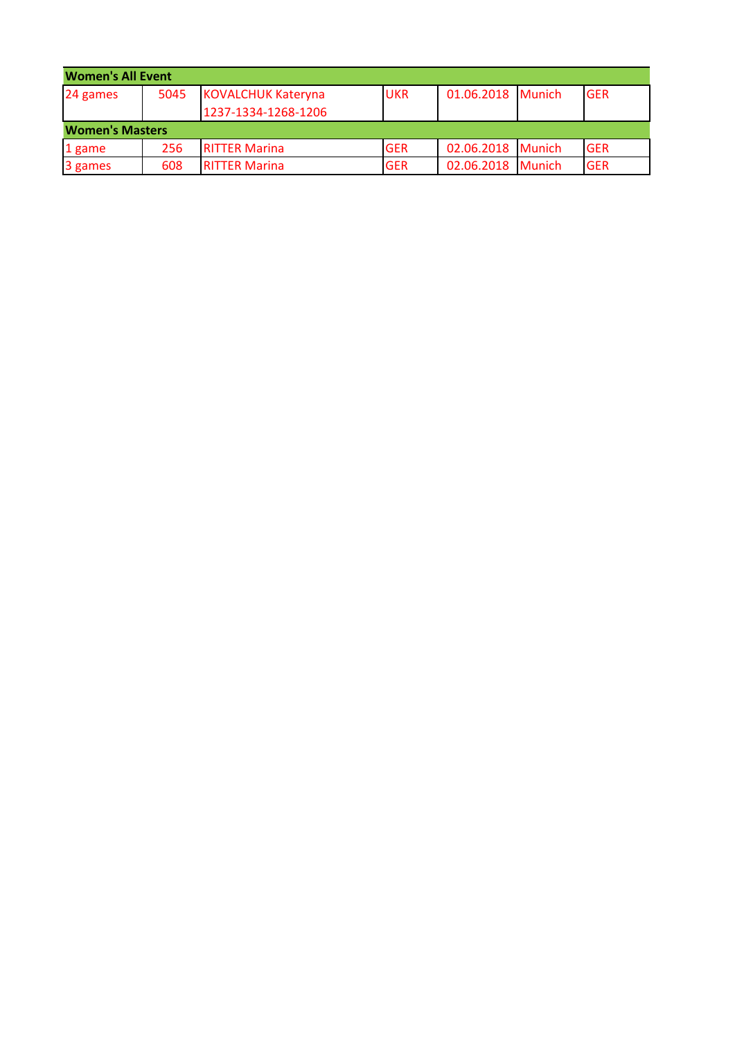| | | | | | | |
|---|---|---|---|---|---|---|
| **Women's All Event** | | | | | | |
| 24 games | 5045 | KOVALCHUK Kateryna<br>1237-1334-1268-1206 | UKR | 01.06.2018 | Munich | GER |
| **Women's Masters** | | | | | | |
| 1 game | 256 | RITTER Marina | GER | 02.06.2018 | Munich | GER |
| 3 games | 608 | RITTER Marina | GER | 02.06.2018 | Munich | GER |